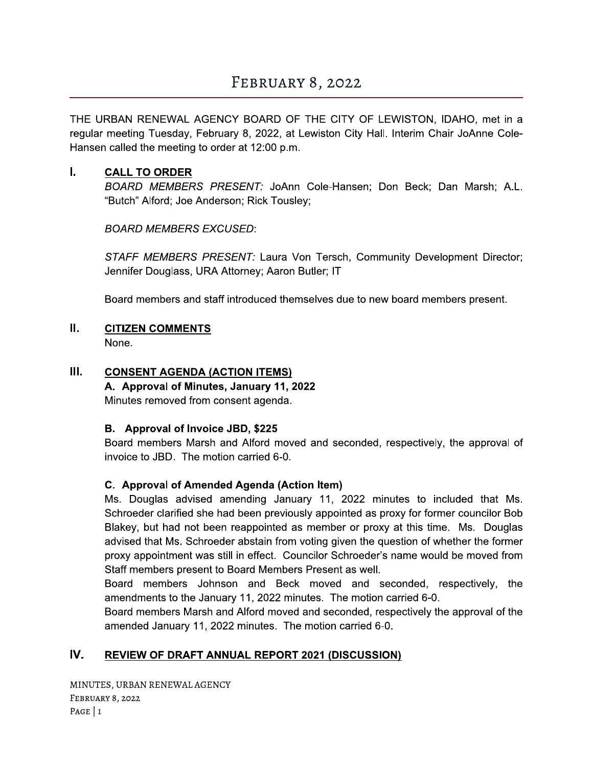# February 8, 2022

THE URBAN RENEWAL AGENCY BOARD OF THE CITY OF LEWISTON, IDAHO, met in a regular meeting Tuesday, February 8, 2022, at Lewiston City Hall. Interim Chair JoAnne Cole-Hansen called the meeting to order at 12:00 p.m.

## I. CALL TO ORDER

*BOARD MEMBERS PRESENT:* JoAnn Cole-Hansen; Don Beck; Dan Marsh; A.L. "Butch" Alford; Joe Anderson; Rick Tousley;

*BOARD MEMBERS EXCUSED*:

*STAFF MEMBERS PRESENT:* Laura Von Tersch, Community Development Director; Jennifer Douglass, URA Attorney; Aaron Butler; IT

Board members and staff introduced themselves due to new board members present.

## II. CITIZEN COMMENTS

None.

## III. CONSENT AGENDA (ACTION ITEMS)

### A. Approval of Minutes, January 11, 2022

Minutes removed from consent agenda.

### B. Approval of Invoice JBD, $225

Board members Marsh and Alford moved and seconded, respectively, the approval of invoice to JBD. The motion carried 6-0.

### C. Approval of Amended Agenda (Action Item)

Ms. Douglas advised amending January 11, 2022 minutes to included that Ms. Schroeder clarified she had been previously appointed as proxy for former councilor Bob Blakey, but had not been reappointed as member or proxy at this time. Ms. Douglas advised that Ms. Schroeder abstain from voting given the question of whether the former proxy appointment was still in effect. Councilor Schroeder's name would be moved from Staff members present to Board Members Present as well.

Board members Johnson and Beck moved and seconded, respectively, the amendments to the January 11, 2022 minutes. The motion carried 6-0.

Board members Marsh and Alford moved and seconded, respectively the approval of the amended January 11, 2022 minutes. The motion carried 6-0.

## IV. REVIEW OF DRAFT ANNUAL REPORT 2021 (DISCUSSION)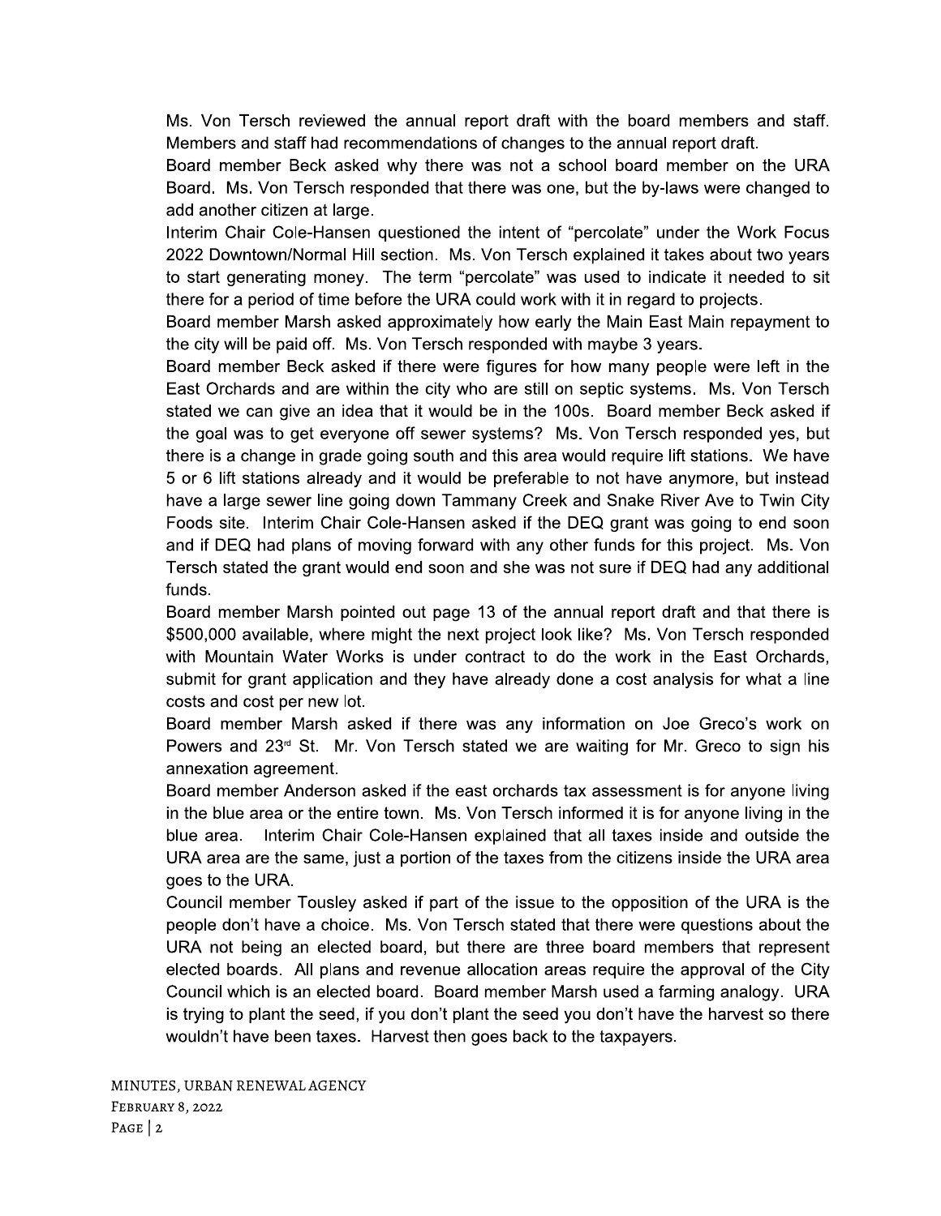Ms. Von Tersch reviewed the annual report draft with the board members and staff. Members and staff had recommendations of changes to the annual report draft.

Board member Beck asked why there was not a school board member on the URA Board. Ms. Von Tersch responded that there was one, but the by-laws were changed to add another citizen at large.

Interim Chair Cole-Hansen questioned the intent of "percolate" under the Work Focus 2022 Downtown/Normal Hill section. Ms. Von Tersch explained it takes about two years to start generating money. The term "percolate" was used to indicate it needed to sit there for a period of time before the URA could work with it in regard to projects.

Board member Marsh asked approximately how early the Main East Main repayment to the city will be paid off. Ms. Von Tersch responded with maybe 3 years.

Board member Beck asked if there were figures for how many people were left in the East Orchards and are within the city who are still on septic systems. Ms. Von Tersch stated we can give an idea that it would be in the 100s. Board member Beck asked if the goal was to get everyone off sewer systems? Ms. Von Tersch responded yes, but there is a change in grade going south and this area would require lift stations. We have 5 or 6 lift stations already and it would be preferable to not have anymore, but instead have a large sewer line going down Tammany Creek and Snake River Ave to Twin City Foods site. Interim Chair Cole-Hansen asked if the DEQ grant was going to end soon and if DEQ had plans of moving forward with any other funds for this project. Ms. Von Tersch stated the grant would end soon and she was not sure if DEQ had any additional funds.

Board member Marsh pointed out page 13 of the annual report draft and that there is $500,000 available, where might the next project look like? Ms. Von Tersch responded with Mountain Water Works is under contract to do the work in the East Orchards, submit for grant application and they have already done a cost analysis for what a line costs and cost per new lot.

Board member Marsh asked if there was any information on Joe Greco's work on Powers and 23rd St. Mr. Von Tersch stated we are waiting for Mr. Greco to sign his annexation agreement.

Board member Anderson asked if the east orchards tax assessment is for anyone living in the blue area or the entire town. Ms. Von Tersch informed it is for anyone living in the blue area. Interim Chair Cole-Hansen explained that all taxes inside and outside the URA area are the same, just a portion of the taxes from the citizens inside the URA area goes to the URA.

Council member Tousley asked if part of the issue to the opposition of the URA is the people don't have a choice. Ms. Von Tersch stated that there were questions about the URA not being an elected board, but there are three board members that represent elected boards. All plans and revenue allocation areas require the approval of the City Council which is an elected board. Board member Marsh used a farming analogy. URA is trying to plant the seed, if you don't plant the seed you don't have the harvest so there wouldn't have been taxes. Harvest then goes back to the taxpayers.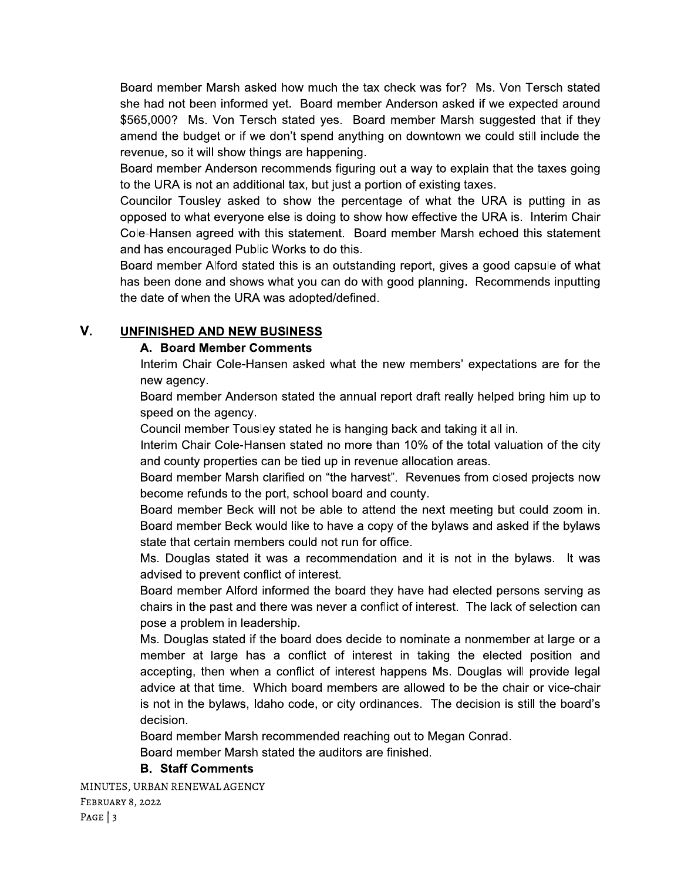Board member Marsh asked how much the tax check was for? Ms. Von Tersch stated she had not been informed yet. Board member Anderson asked if we expected around $565,000? Ms. Von Tersch stated yes. Board member Marsh suggested that if they amend the budget or if we don't spend anything on downtown we could still include the revenue, so it will show things are happening.

Board member Anderson recommends figuring out a way to explain that the taxes going to the URA is not an additional tax, but just a portion of existing taxes.

Councilor Tousley asked to show the percentage of what the URA is putting in as opposed to what everyone else is doing to show how effective the URA is. Interim Chair Cole-Hansen agreed with this statement. Board member Marsh echoed this statement and has encouraged Public Works to do this.

Board member Alford stated this is an outstanding report, gives a good capsule of what has been done and shows what you can do with good planning. Recommends inputting the date of when the URA was adopted/defined.

## V. UNFINISHED AND NEW BUSINESS

### A. Board Member Comments

Interim Chair Cole-Hansen asked what the new members' expectations are for the new agency.

Board member Anderson stated the annual report draft really helped bring him up to speed on the agency.

Council member Tousley stated he is hanging back and taking it all in.

Interim Chair Cole-Hansen stated no more than 10% of the total valuation of the city and county properties can be tied up in revenue allocation areas.

Board member Marsh clarified on "the harvest". Revenues from closed projects now become refunds to the port, school board and county.

Board member Beck will not be able to attend the next meeting but could zoom in. Board member Beck would like to have a copy of the bylaws and asked if the bylaws state that certain members could not run for office.

Ms. Douglas stated it was a recommendation and it is not in the bylaws. It was advised to prevent conflict of interest.

Board member Alford informed the board they have had elected persons serving as chairs in the past and there was never a conflict of interest. The lack of selection can pose a problem in leadership.

Ms. Douglas stated if the board does decide to nominate a nonmember at large or a member at large has a conflict of interest in taking the elected position and accepting, then when a conflict of interest happens Ms. Douglas will provide legal advice at that time. Which board members are allowed to be the chair or vice-chair is not in the bylaws, Idaho code, or city ordinances. The decision is still the board's decision.

Board member Marsh recommended reaching out to Megan Conrad.

Board member Marsh stated the auditors are finished.

### B. Staff Comments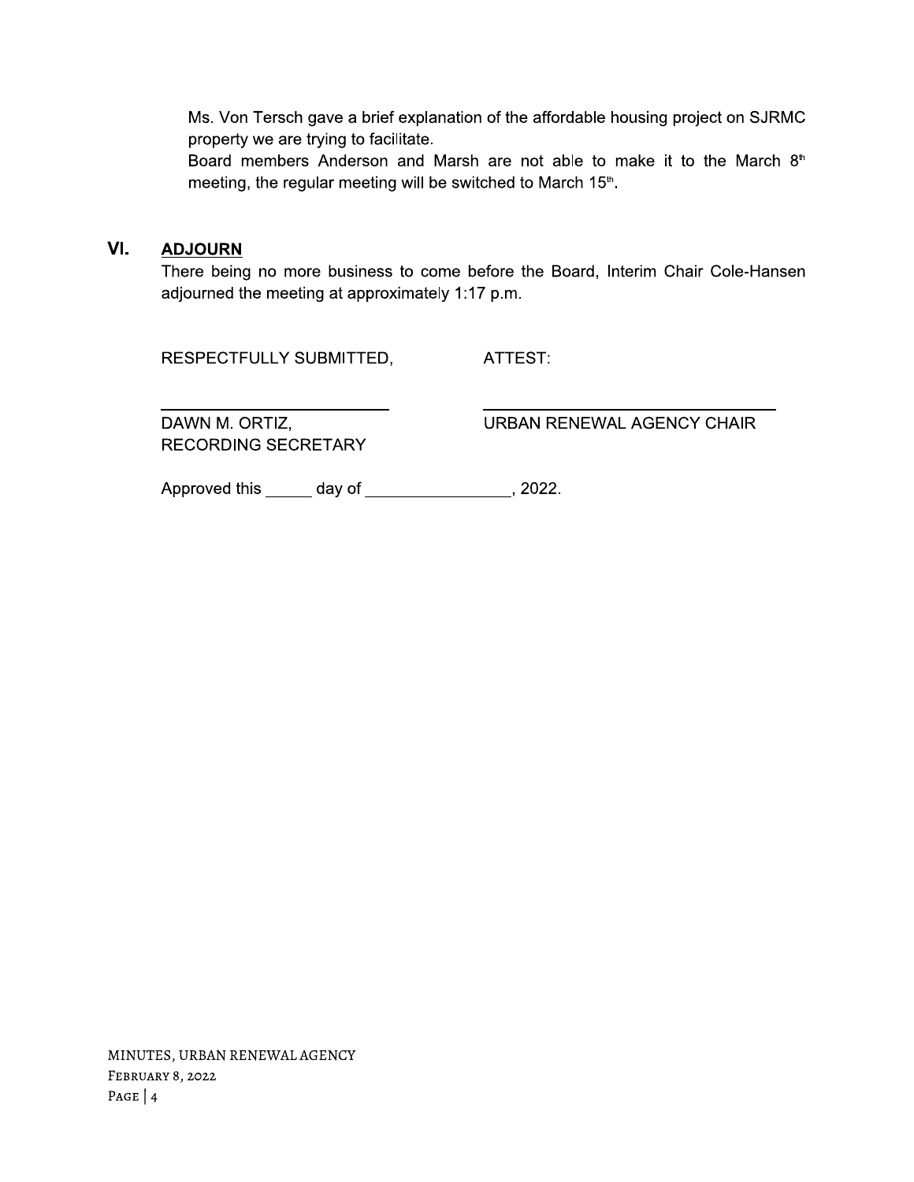Ms. Von Tersch gave a brief explanation of the affordable housing project on SJRMC property we are trying to facilitate.

Board members Anderson and Marsh are not able to make it to the March 8th meeting, the regular meeting will be switched to March 15th.

## VI. ADJOURN

There being no more business to come before the Board, Interim Chair Cole-Hansen adjourned the meeting at approximately 1:17 p.m.

RESPECTFULLY SUBMITTED,

_________________________

DAWN M. ORTIZ,
RECORDING SECRETARY

ATTEST:

_________________________

URBAN RENEWAL AGENCY CHAIR

Approved this _____ day of _______________, 2022.